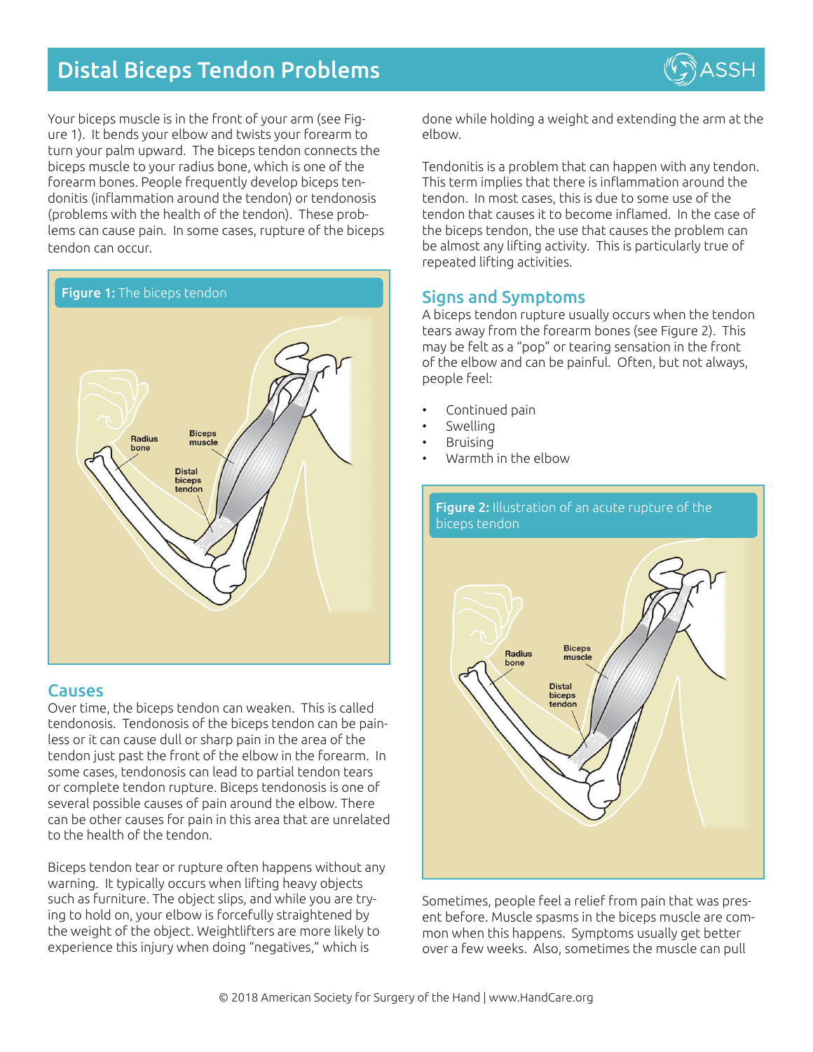# Distal Biceps Tendon Problems

Your biceps muscle is in the front of your arm (see Figure 1). It bends your elbow and twists your forearm to turn your palm upward. The biceps tendon connects the biceps muscle to your radius bone, which is one of the forearm bones. People frequently develop biceps tendonitis (inflammation around the tendon) or tendonosis (problems with the health of the tendon). These problems can cause pain. In some cases, rupture of the biceps tendon can occur.

**Figure 1:** The biceps tendon

Radius bone

Biceps muscle

Distal biceps tendon

## Causes

Over time, the biceps tendon can weaken. This is called tendonosis. Tendonosis of the biceps tendon can be painless or it can cause dull or sharp pain in the area of the tendon just past the front of the elbow in the forearm. In some cases, tendonosis can lead to partial tendon tears or complete tendon rupture. Biceps tendonosis is one of several possible causes of pain around the elbow. There can be other causes for pain in this area that are unrelated to the health of the tendon.

Biceps tendon tear or rupture often happens without any warning. It typically occurs when lifting heavy objects such as furniture. The object slips, and while you are trying to hold on, your elbow is forcefully straightened by the weight of the object. Weightlifters are more likely to experience this injury when doing "negatives," which is done while holding a weight and extending the arm at the elbow.

Tendonitis is a problem that can happen with any tendon. This term implies that there is inflammation around the tendon. In most cases, this is due to some use of the tendon that causes it to become inflamed. In the case of the biceps tendon, the use that causes the problem can be almost any lifting activity. This is particularly true of repeated lifting activities.

## Signs and Symptoms

A biceps tendon rupture usually occurs when the tendon tears away from the forearm bones (see Figure 2). This may be felt as a "pop" or tearing sensation in the front of the elbow and can be painful. Often, but not always, people feel:

- Continued pain
- Swelling
- Bruising
- Warmth in the elbow

**Figure 2:** Illustration of an acute rupture of the biceps tendon

Radius bone

Biceps muscle

Distal biceps tendon

Sometimes, people feel a relief from pain that was present before. Muscle spasms in the biceps muscle are common when this happens. Symptoms usually get better over a few weeks. Also, sometimes the muscle can pull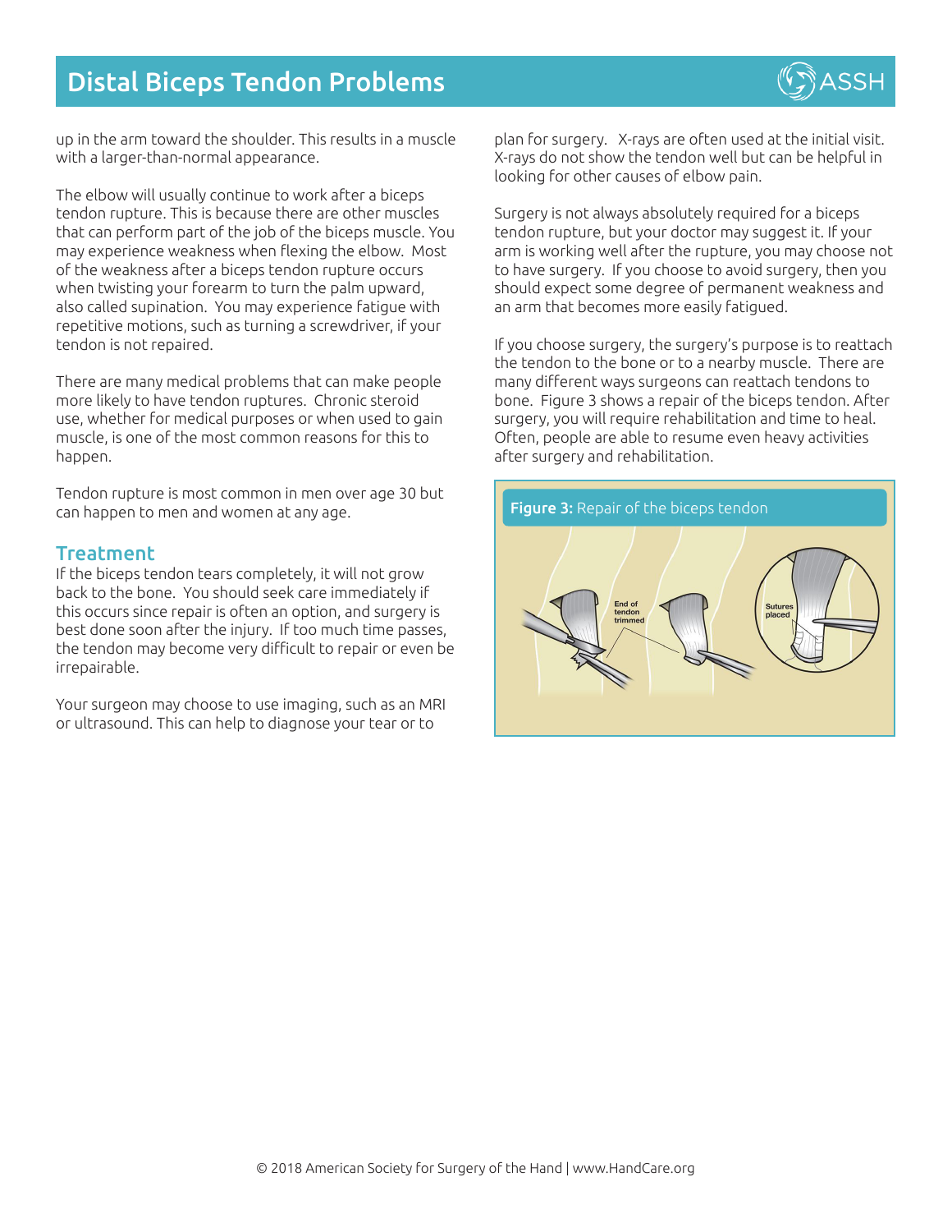up in the arm toward the shoulder. This results in a muscle with a larger-than-normal appearance.

The elbow will usually continue to work after a biceps tendon rupture. This is because there are other muscles that can perform part of the job of the biceps muscle. You may experience weakness when flexing the elbow. Most of the weakness after a biceps tendon rupture occurs when twisting your forearm to turn the palm upward, also called supination. You may experience fatigue with repetitive motions, such as turning a screwdriver, if your tendon is not repaired.

There are many medical problems that can make people more likely to have tendon ruptures. Chronic steroid use, whether for medical purposes or when used to gain muscle, is one of the most common reasons for this to happen.

Tendon rupture is most common in men over age 30 but can happen to men and women at any age.

## Treatment

If the biceps tendon tears completely, it will not grow back to the bone. You should seek care immediately if this occurs since repair is often an option, and surgery is best done soon after the injury. If too much time passes, the tendon may become very difficult to repair or even be irrepairable.

Your surgeon may choose to use imaging, such as an MRI or ultrasound. This can help to diagnose your tear or to plan for surgery. X-rays are often used at the initial visit. X-rays do not show the tendon well but can be helpful in looking for other causes of elbow pain.

Surgery is not always absolutely required for a biceps tendon rupture, but your doctor may suggest it. If your arm is working well after the rupture, you may choose not to have surgery. If you choose to avoid surgery, then you should expect some degree of permanent weakness and an arm that becomes more easily fatigued.

If you choose surgery, the surgery's purpose is to reattach the tendon to the bone or to a nearby muscle. There are many different ways surgeons can reattach tendons to bone. Figure 3 shows a repair of the biceps tendon. After surgery, you will require rehabilitation and time to heal. Often, people are able to resume even heavy activities after surgery and rehabilitation.

**Figure 3:** Repair of the biceps tendon

End of tendon trimmed

Sutures placed